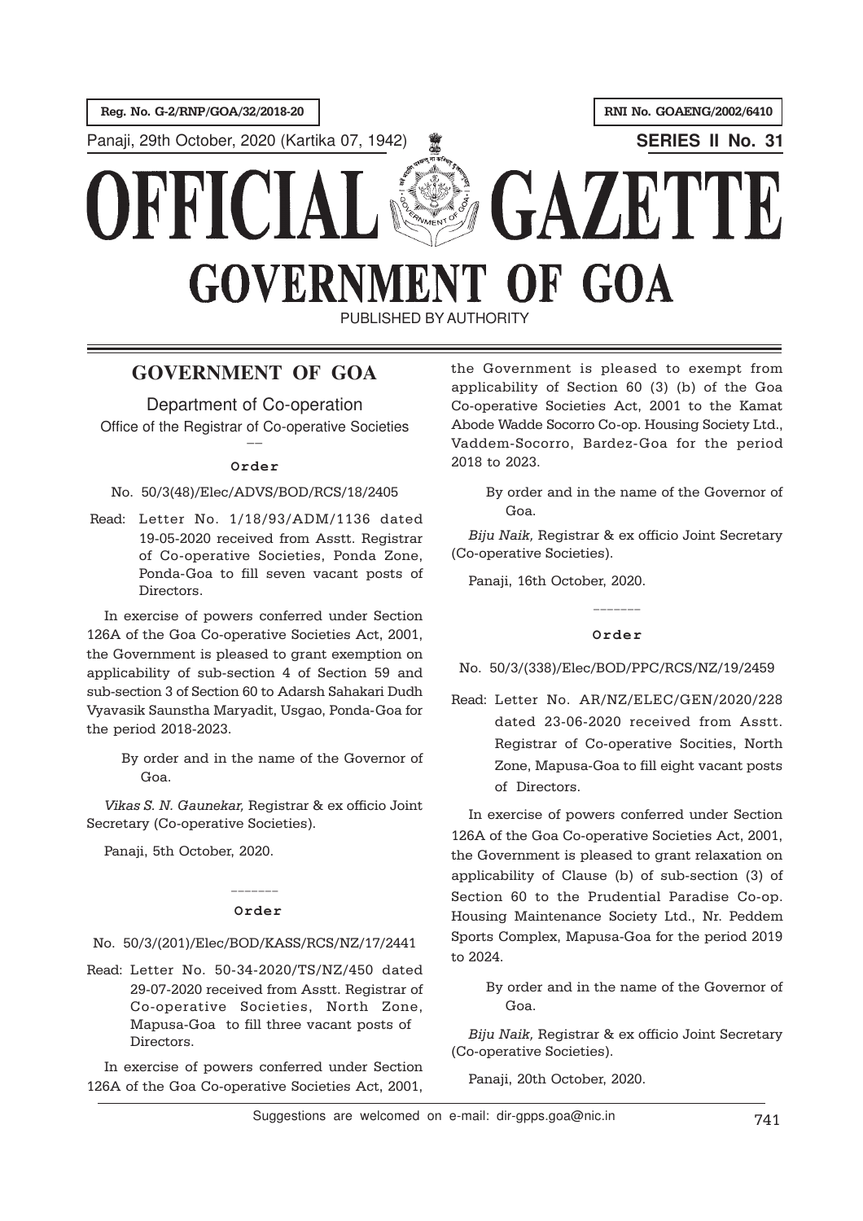Reg. No. G-2/RNP/GOA/32/2018-20

RNI No. GOAENG/2002/6410

Panaji, 29th October, 2020 (Kartika 07, 1942)

**SERIES II No. 31**

# OFFICIAL GAZETTE
# GOVERNMENT OF GOA

PUBLISHED BY AUTHORITY

## GOVERNMENT OF GOA

Department of Co-operation

Office of the Registrar of Co-operative Societies

—

### Order

No. 50/3(48)/Elec/ADVS/BOD/RCS/18/2405

Read: Letter No. 1/18/93/ADM/1136 dated 19-05-2020 received from Asstt. Registrar of Co-operative Societies, Ponda Zone, Ponda-Goa to fill seven vacant posts of Directors.

In exercise of powers conferred under Section 126A of the Goa Co-operative Societies Act, 2001, the Government is pleased to grant exemption on applicability of sub-section 4 of Section 59 and sub-section 3 of Section 60 to Adarsh Sahakari Dudh Vyavasik Saunstha Maryadit, Usgao, Ponda-Goa for the period 2018-2023.

By order and in the name of the Governor of Goa.

*Vikas S. N. Gaunekar,* Registrar & ex officio Joint Secretary (Co-operative Societies).

Panaji, 5th October, 2020.

———

### Order

No. 50/3/(201)/Elec/BOD/KASS/RCS/NZ/17/2441

Read: Letter No. 50-34-2020/TS/NZ/450 dated 29-07-2020 received from Asstt. Registrar of Co-operative Societies, North Zone, Mapusa-Goa to fill three vacant posts of Directors.

In exercise of powers conferred under Section 126A of the Goa Co-operative Societies Act, 2001, the Government is pleased to exempt from applicability of Section 60 (3) (b) of the Goa Co-operative Societies Act, 2001 to the Kamat Abode Wadde Socorro Co-op. Housing Society Ltd., Vaddem-Socorro, Bardez-Goa for the period 2018 to 2023.

By order and in the name of the Governor of Goa.

*Biju Naik,* Registrar & ex officio Joint Secretary (Co-operative Societies).

Panaji, 16th October, 2020.

———

### Order

No. 50/3/(338)/Elec/BOD/PPC/RCS/NZ/19/2459

Read: Letter No. AR/NZ/ELEC/GEN/2020/228 dated 23-06-2020 received from Asstt. Registrar of Co-operative Socities, North Zone, Mapusa-Goa to fill eight vacant posts of Directors.

In exercise of powers conferred under Section 126A of the Goa Co-operative Societies Act, 2001, the Government is pleased to grant relaxation on applicability of Clause (b) of sub-section (3) of Section 60 to the Prudential Paradise Co-op. Housing Maintenance Society Ltd., Nr. Peddem Sports Complex, Mapusa-Goa for the period 2019 to 2024.

By order and in the name of the Governor of Goa.

*Biju Naik,* Registrar & ex officio Joint Secretary (Co-operative Societies).

Panaji, 20th October, 2020.

Suggestions are welcomed on e-mail: dir-gpps.goa@nic.in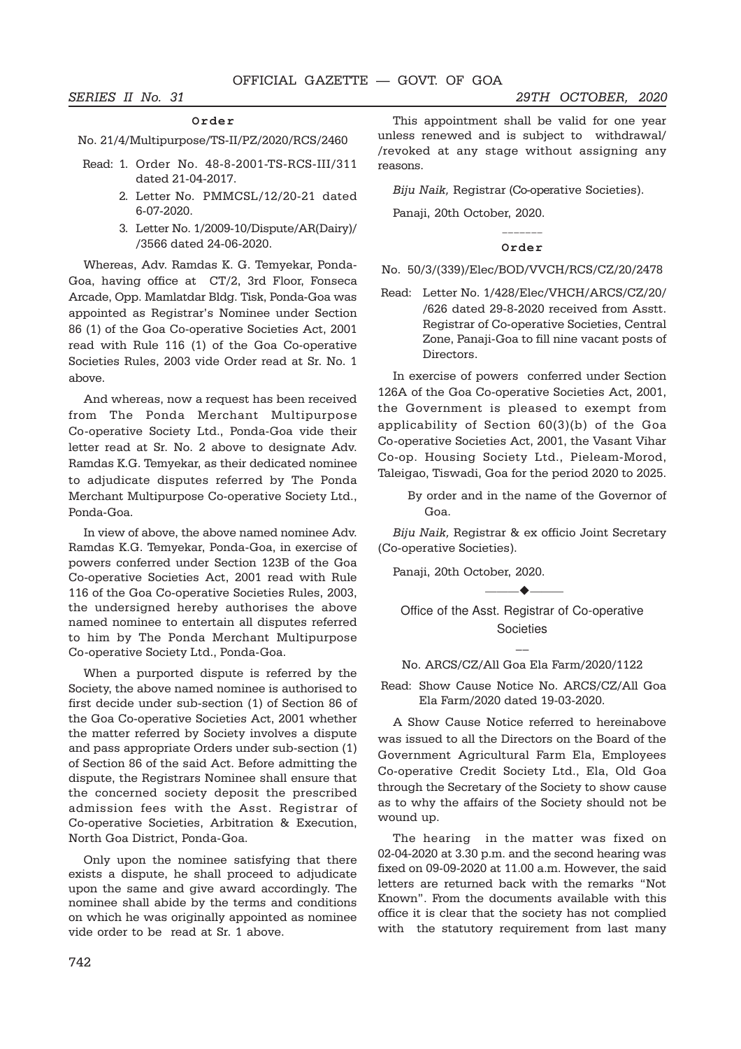### Order

No. 21/4/Multipurpose/TS-II/PZ/2020/RCS/2460

Read: 1. Order No. 48-8-2001-TS-RCS-III/311 dated 21-04-2017.

2. Letter No. PMMCSL/12/20-21 dated 6-07-2020.

3. Letter No. 1/2009-10/Dispute/AR(Dairy)/ /3566 dated 24-06-2020.

Whereas, Adv. Ramdas K. G. Temyekar, Ponda-Goa, having office at CT/2, 3rd Floor, Fonseca Arcade, Opp. Mamlatdar Bldg. Tisk, Ponda-Goa was appointed as Registrar's Nominee under Section 86 (1) of the Goa Co-operative Societies Act, 2001 read with Rule 116 (1) of the Goa Co-operative Societies Rules, 2003 vide Order read at Sr. No. 1 above.

And whereas, now a request has been received from The Ponda Merchant Multipurpose Co-operative Society Ltd., Ponda-Goa vide their letter read at Sr. No. 2 above to designate Adv. Ramdas K.G. Temyekar, as their dedicated nominee to adjudicate disputes referred by The Ponda Merchant Multipurpose Co-operative Society Ltd., Ponda-Goa.

In view of above, the above named nominee Adv. Ramdas K.G. Temyekar, Ponda-Goa, in exercise of powers conferred under Section 123B of the Goa Co-operative Societies Act, 2001 read with Rule 116 of the Goa Co-operative Societies Rules, 2003, the undersigned hereby authorises the above named nominee to entertain all disputes referred to him by The Ponda Merchant Multipurpose Co-operative Society Ltd., Ponda-Goa.

When a purported dispute is referred by the Society, the above named nominee is authorised to first decide under sub-section (1) of Section 86 of the Goa Co-operative Societies Act, 2001 whether the matter referred by Society involves a dispute and pass appropriate Orders under sub-section (1) of Section 86 of the said Act. Before admitting the dispute, the Registrars Nominee shall ensure that the concerned society deposit the prescribed admission fees with the Asst. Registrar of Co-operative Societies, Arbitration & Execution, North Goa District, Ponda-Goa.

Only upon the nominee satisfying that there exists a dispute, he shall proceed to adjudicate upon the same and give award accordingly. The nominee shall abide by the terms and conditions on which he was originally appointed as nominee vide order to be read at Sr. 1 above.

This appointment shall be valid for one year unless renewed and is subject to withdrawal/ /revoked at any stage without assigning any reasons.

*Biju Naik,* Registrar (Co-operative Societies).

Panaji, 20th October, 2020.

\_\_\_\_\_\_

### Order

No. 50/3/(339)/Elec/BOD/VVCH/RCS/CZ/20/2478

Read: Letter No. 1/428/Elec/VHCH/ARCS/CZ/20/ /626 dated 29-8-2020 received from Asstt. Registrar of Co-operative Societies, Central Zone, Panaji-Goa to fill nine vacant posts of Directors.

In exercise of powers conferred under Section 126A of the Goa Co-operative Societies Act, 2001, the Government is pleased to exempt from applicability of Section 60(3)(b) of the Goa Co-operative Societies Act, 2001, the Vasant Vihar Co-op. Housing Society Ltd., Pieleam-Morod, Taleigao, Tiswadi, Goa for the period 2020 to 2025.

By order and in the name of the Governor of Goa.

*Biju Naik,* Registrar & ex officio Joint Secretary (Co-operative Societies).

Panaji, 20th October, 2020.

---

## Office of the Asst. Registrar of Co-operative Societies

No. ARCS/CZ/All Goa Ela Farm/2020/1122

Read: Show Cause Notice No. ARCS/CZ/All Goa Ela Farm/2020 dated 19-03-2020.

A Show Cause Notice referred to hereinabove was issued to all the Directors on the Board of the Government Agricultural Farm Ela, Employees Co-operative Credit Society Ltd., Ela, Old Goa through the Secretary of the Society to show cause as to why the affairs of the Society should not be wound up.

The hearing in the matter was fixed on 02-04-2020 at 3.30 p.m. and the second hearing was fixed on 09-09-2020 at 11.00 a.m. However, the said letters are returned back with the remarks "Not Known". From the documents available with this office it is clear that the society has not complied with the statutory requirement from last many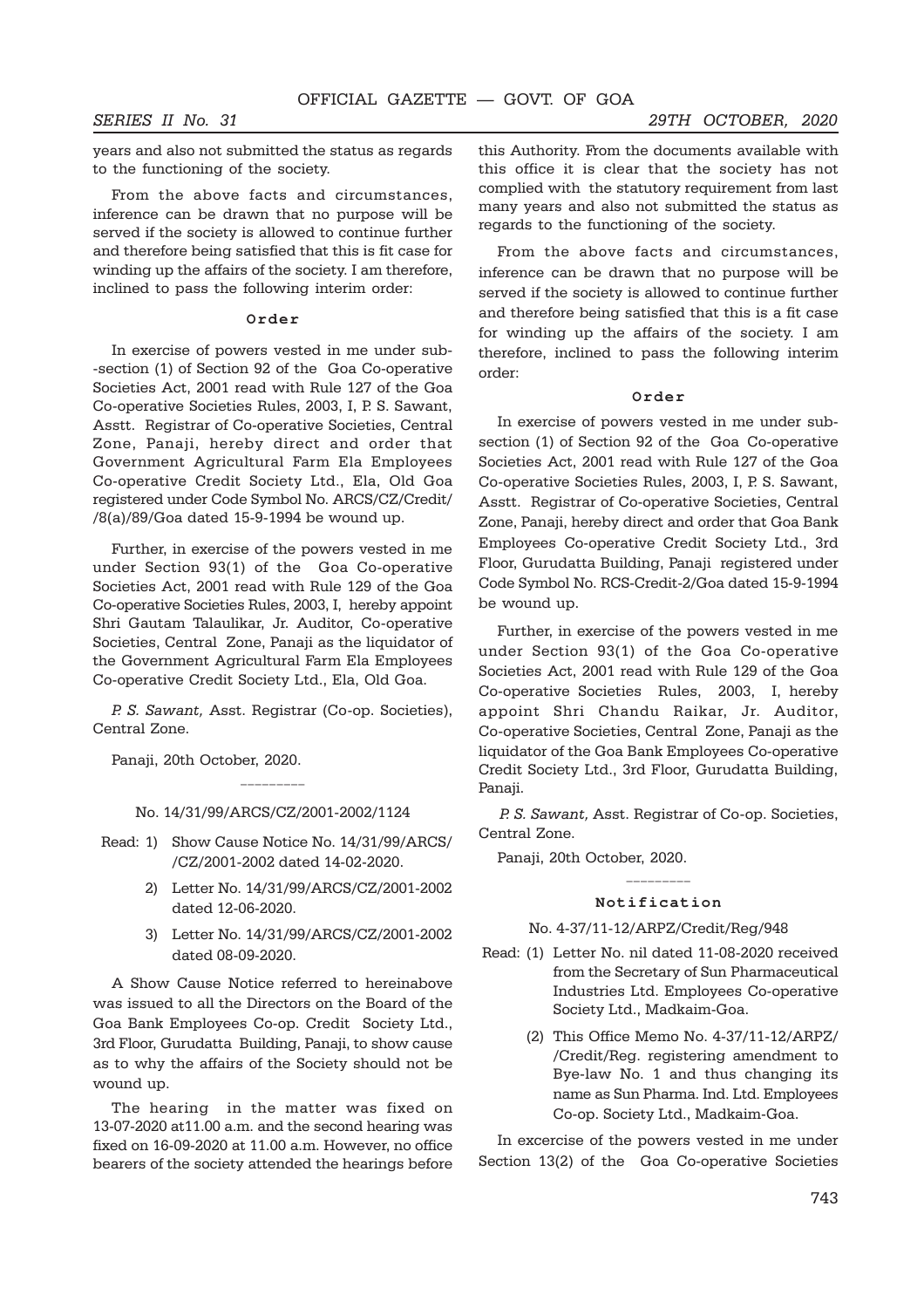years and also not submitted the status as regards to the functioning of the society.

From the above facts and circumstances, inference can be drawn that no purpose will be served if the society is allowed to continue further and therefore being satisfied that this is fit case for winding up the affairs of the society. I am therefore, inclined to pass the following interim order:

**Order**

In exercise of powers vested in me under sub--section (1) of Section 92 of the Goa Co-operative Societies Act, 2001 read with Rule 127 of the Goa Co-operative Societies Rules, 2003, I, P. S. Sawant, Asstt. Registrar of Co-operative Societies, Central Zone, Panaji, hereby direct and order that Government Agricultural Farm Ela Employees Co-operative Credit Society Ltd., Ela, Old Goa registered under Code Symbol No. ARCS/CZ/Credit/ /8(a)/89/Goa dated 15-9-1994 be wound up.

Further, in exercise of the powers vested in me under Section 93(1) of the Goa Co-operative Societies Act, 2001 read with Rule 129 of the Goa Co-operative Societies Rules, 2003, I, hereby appoint Shri Gautam Talaulikar, Jr. Auditor, Co-operative Societies, Central Zone, Panaji as the liquidator of the Government Agricultural Farm Ela Employees Co-operative Credit Society Ltd., Ela, Old Goa.

*P. S. Sawant,* Asst. Registrar (Co-op. Societies), Central Zone.

Panaji, 20th October, 2020.

---

No. 14/31/99/ARCS/CZ/2001-2002/1124

Read: 1) Show Cause Notice No. 14/31/99/ARCS/ /CZ/2001-2002 dated 14-02-2020.

2) Letter No. 14/31/99/ARCS/CZ/2001-2002 dated 12-06-2020.

3) Letter No. 14/31/99/ARCS/CZ/2001-2002 dated 08-09-2020.

A Show Cause Notice referred to hereinabove was issued to all the Directors on the Board of the Goa Bank Employees Co-op. Credit Society Ltd., 3rd Floor, Gurudatta Building, Panaji, to show cause as to why the affairs of the Society should not be wound up.

The hearing in the matter was fixed on 13-07-2020 at11.00 a.m. and the second hearing was fixed on 16-09-2020 at 11.00 a.m. However, no office bearers of the society attended the hearings before this Authority. From the documents available with this office it is clear that the society has not complied with the statutory requirement from last many years and also not submitted the status as regards to the functioning of the society.

From the above facts and circumstances, inference can be drawn that no purpose will be served if the society is allowed to continue further and therefore being satisfied that this is a fit case for winding up the affairs of the society. I am therefore, inclined to pass the following interim order:

**Order**

In exercise of powers vested in me under sub-section (1) of Section 92 of the Goa Co-operative Societies Act, 2001 read with Rule 127 of the Goa Co-operative Societies Rules, 2003, I, P. S. Sawant, Asstt. Registrar of Co-operative Societies, Central Zone, Panaji, hereby direct and order that Goa Bank Employees Co-operative Credit Society Ltd., 3rd Floor, Gurudatta Building, Panaji registered under Code Symbol No. RCS-Credit-2/Goa dated 15-9-1994 be wound up.

Further, in exercise of the powers vested in me under Section 93(1) of the Goa Co-operative Societies Act, 2001 read with Rule 129 of the Goa Co-operative Societies Rules, 2003, I, hereby appoint Shri Chandu Raikar, Jr. Auditor, Co-operative Societies, Central Zone, Panaji as the liquidator of the Goa Bank Employees Co-operative Credit Society Ltd., 3rd Floor, Gurudatta Building, Panaji.

*P. S. Sawant,* Asst. Registrar of Co-op. Societies, Central Zone.

Panaji, 20th October, 2020.

---

**Notification**

No. 4-37/11-12/ARPZ/Credit/Reg/948

Read: (1) Letter No. nil dated 11-08-2020 received from the Secretary of Sun Pharmaceutical Industries Ltd. Employees Co-operative Society Ltd., Madkaim-Goa.

(2) This Office Memo No. 4-37/11-12/ARPZ/ /Credit/Reg. registering amendment to Bye-law No. 1 and thus changing its name as Sun Pharma. Ind. Ltd. Employees Co-op. Society Ltd., Madkaim-Goa.

In excercise of the powers vested in me under Section 13(2) of the Goa Co-operative Societies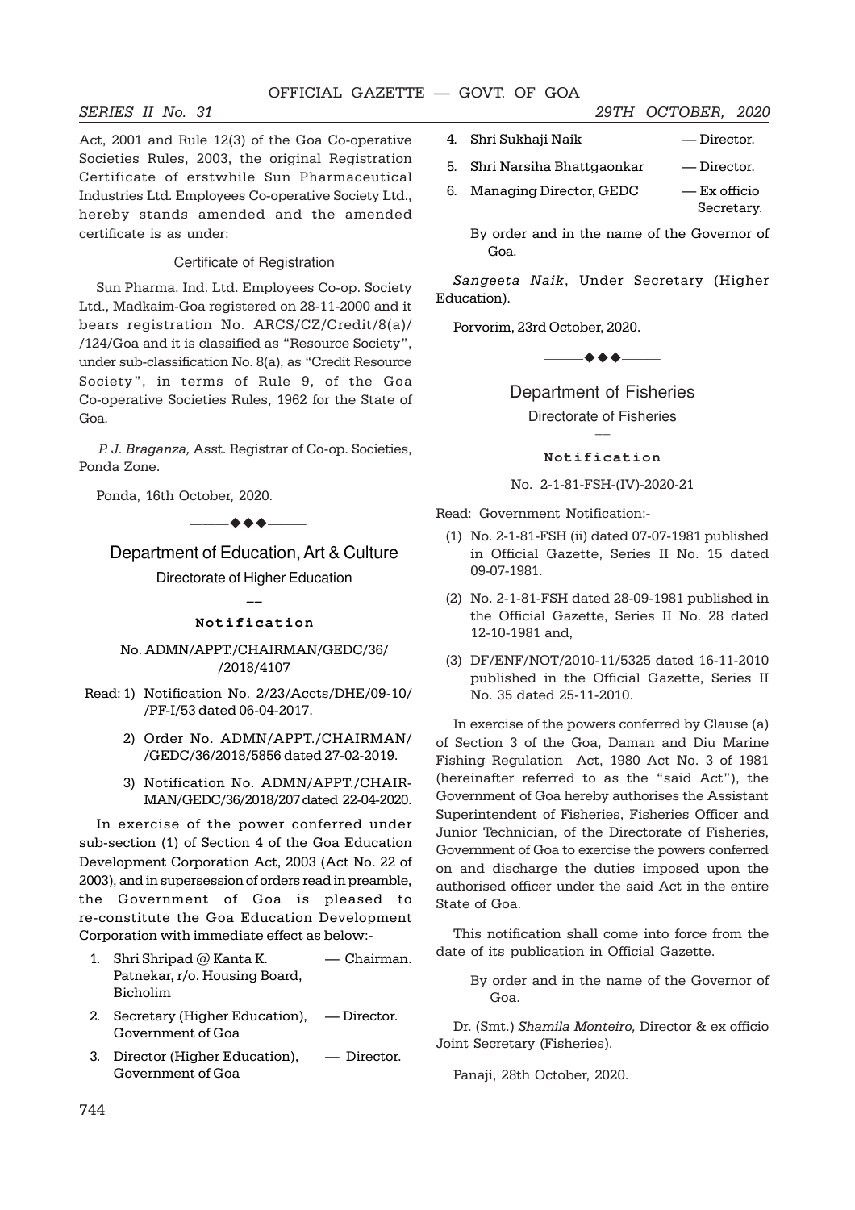Act, 2001 and Rule 12(3) of the Goa Co-operative Societies Rules, 2003, the original Registration Certificate of erstwhile Sun Pharmaceutical Industries Ltd. Employees Co-operative Society Ltd., hereby stands amended and the amended certificate is as under:

Certificate of Registration

Sun Pharma. Ind. Ltd. Employees Co-op. Society Ltd., Madkaim-Goa registered on 28-11-2000 and it bears registration No. ARCS/CZ/Credit/8(a)/ /124/Goa and it is classified as "Resource Society", under sub-classification No. 8(a), as "Credit Resource Society", in terms of Rule 9, of the Goa Co-operative Societies Rules, 1962 for the State of Goa.

*P. J. Braganza,* Asst. Registrar of Co-op. Societies, Ponda Zone.

Ponda, 16th October, 2020.

———◆◆◆———

## Department of Education, Art & Culture

### Directorate of Higher Education

—

**Notification**

No. ADMN/APPT./CHAIRMAN/GEDC/36/ /2018/4107

Read: 1) Notification No. 2/23/Accts/DHE/09-10/ /PF-I/53 dated 06-04-2017.

2) Order No. ADMN/APPT./CHAIRMAN/ /GEDC/36/2018/5856 dated 27-02-2019.

3) Notification No. ADMN/APPT./CHAIRMAN/GEDC/36/2018/207 dated 22-04-2020.

In exercise of the power conferred under sub-section (1) of Section 4 of the Goa Education Development Corporation Act, 2003 (Act No. 22 of 2003), and in supersession of orders read in preamble, the Government of Goa is pleased to re-constitute the Goa Education Development Corporation with immediate effect as below:-

1. Shri Shripad @ Kanta K. Patnekar, r/o. Housing Board, Bicholim — Chairman.
2. Secretary (Higher Education), Government of Goa — Director.
3. Director (Higher Education), Government of Goa — Director.
4. Shri Sukhaji Naik — Director.
5. Shri Narsiha Bhattgaonkar — Director.
6. Managing Director, GEDC — Ex officio Secretary.

By order and in the name of the Governor of Goa.

*Sangeeta Naik*, Under Secretary (Higher Education).

Porvorim, 23rd October, 2020.

———◆◆◆———

## Department of Fisheries

### Directorate of Fisheries

—

**Notification**

No. 2-1-81-FSH-(IV)-2020-21

Read: Government Notification:-

(1) No. 2-1-81-FSH (ii) dated 07-07-1981 published in Official Gazette, Series II No. 15 dated 09-07-1981.

(2) No. 2-1-81-FSH dated 28-09-1981 published in the Official Gazette, Series II No. 28 dated 12-10-1981 and,

(3) DF/ENF/NOT/2010-11/5325 dated 16-11-2010 published in the Official Gazette, Series II No. 35 dated 25-11-2010.

In exercise of the powers conferred by Clause (a) of Section 3 of the Goa, Daman and Diu Marine Fishing Regulation Act, 1980 Act No. 3 of 1981 (hereinafter referred to as the "said Act"), the Government of Goa hereby authorises the Assistant Superintendent of Fisheries, Fisheries Officer and Junior Technician, of the Directorate of Fisheries, Government of Goa to exercise the powers conferred on and discharge the duties imposed upon the authorised officer under the said Act in the entire State of Goa.

This notification shall come into force from the date of its publication in Official Gazette.

By order and in the name of the Governor of Goa.

Dr. (Smt.) *Shamila Monteiro,* Director & ex officio Joint Secretary (Fisheries).

Panaji, 28th October, 2020.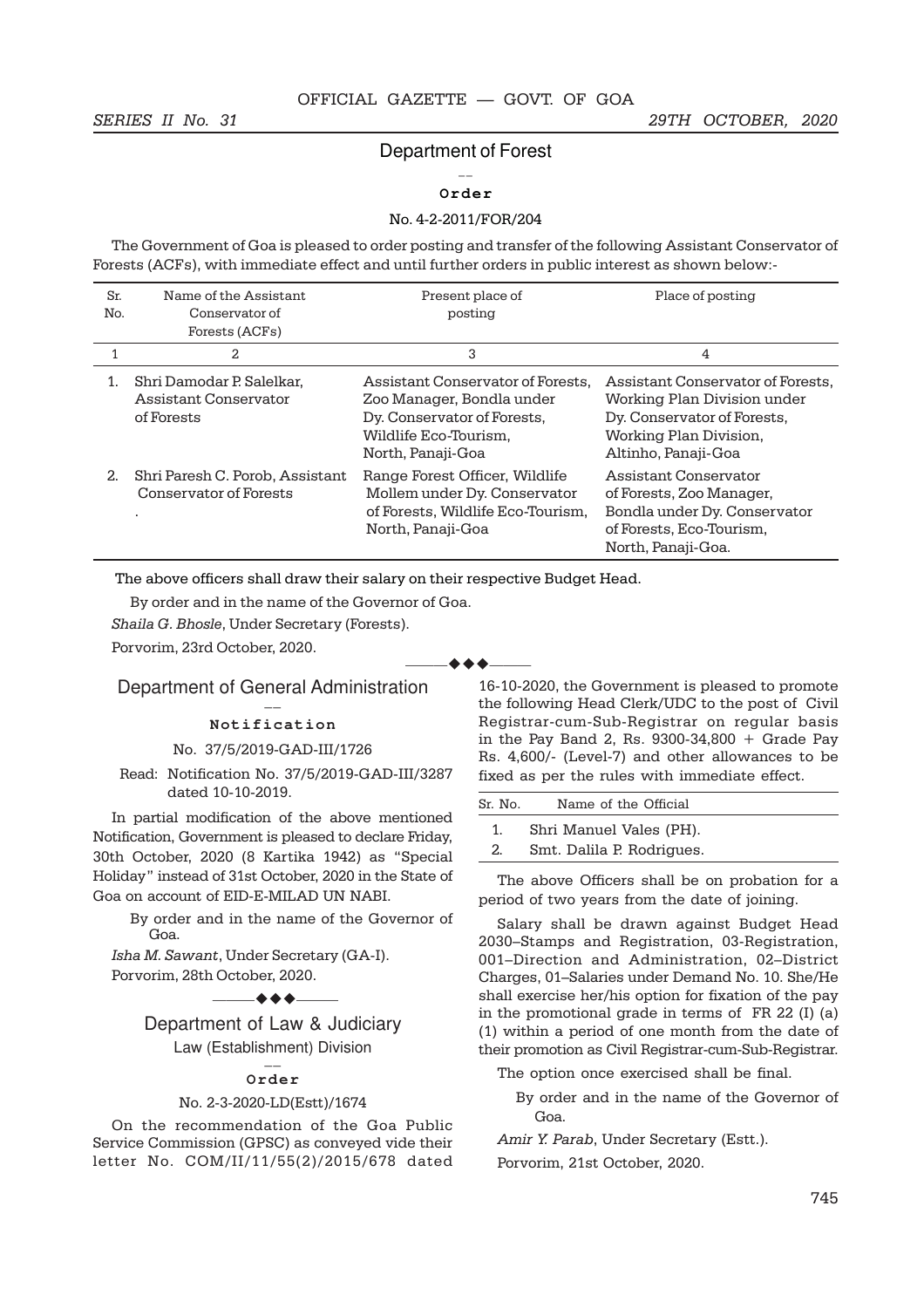## Department of Forest

—

**Order**

No. 4-2-2011/FOR/204

The Government of Goa is pleased to order posting and transfer of the following Assistant Conservator of Forests (ACFs), with immediate effect and until further orders in public interest as shown below:-

| Sr. No. | Name of the Assistant Conservator of Forests (ACFs) | Present place of posting | Place of posting |
|---|---|---|---|
| 1 | 2 | 3 | 4 |
| 1. | Shri Damodar P. Salelkar, Assistant Conservator of Forests | Assistant Conservator of Forests, Zoo Manager, Bondla under Dy. Conservator of Forests, Wildlife Eco-Tourism, North, Panaji-Goa | Assistant Conservator of Forests, Working Plan Division under Dy. Conservator of Forests, Working Plan Division, Altinho, Panaji-Goa |
| 2. | Shri Paresh C. Porob, Assistant Conservator of Forests . | Range Forest Officer, Wildlife Mollem under Dy. Conservator of Forests, Wildlife Eco-Tourism, North, Panaji-Goa | Assistant Conservator of Forests, Zoo Manager, Bondla under Dy. Conservator of Forests, Eco-Tourism, North, Panaji-Goa. |

The above officers shall draw their salary on their respective Budget Head.

By order and in the name of the Governor of Goa.

*Shaila G. Bhosle*, Under Secretary (Forests).

Porvorim, 23rd October, 2020.

◆◆◆

## Department of General Administration

—

**Notification**

No. 37/5/2019-GAD-III/1726

Read: Notification No. 37/5/2019-GAD-III/3287 dated 10-10-2019.

In partial modification of the above mentioned Notification, Government is pleased to declare Friday, 30th October, 2020 (8 Kartika 1942) as "Special Holiday" instead of 31st October, 2020 in the State of Goa on account of EID-E-MILAD UN NABI.

By order and in the name of the Governor of Goa.

*Isha M. Sawant*, Under Secretary (GA-I).

Porvorim, 28th October, 2020.

◆◆◆

## Department of Law & Judiciary

Law (Establishment) Division

—

**Order**

No. 2-3-2020-LD(Estt)/1674

On the recommendation of the Goa Public Service Commission (GPSC) as conveyed vide their letter No. COM/II/11/55(2)/2015/678 dated 16-10-2020, the Government is pleased to promote the following Head Clerk/UDC to the post of Civil Registrar-cum-Sub-Registrar on regular basis in the Pay Band 2, Rs. 9300-34,800 + Grade Pay Rs. 4,600/- (Level-7) and other allowances to be fixed as per the rules with immediate effect.

| Sr. No. | Name of the Official |
|---|---|
| 1. | Shri Manuel Vales (PH). |
| 2. | Smt. Dalila P. Rodrigues. |

The above Officers shall be on probation for a period of two years from the date of joining.

Salary shall be drawn against Budget Head 2030–Stamps and Registration, 03-Registration, 001–Direction and Administration, 02–District Charges, 01–Salaries under Demand No. 10. She/He shall exercise her/his option for fixation of the pay in the promotional grade in terms of FR 22 (I) (a) (1) within a period of one month from the date of their promotion as Civil Registrar-cum-Sub-Registrar.

The option once exercised shall be final.

By order and in the name of the Governor of Goa.

*Amir Y. Parab*, Under Secretary (Estt.).

Porvorim, 21st October, 2020.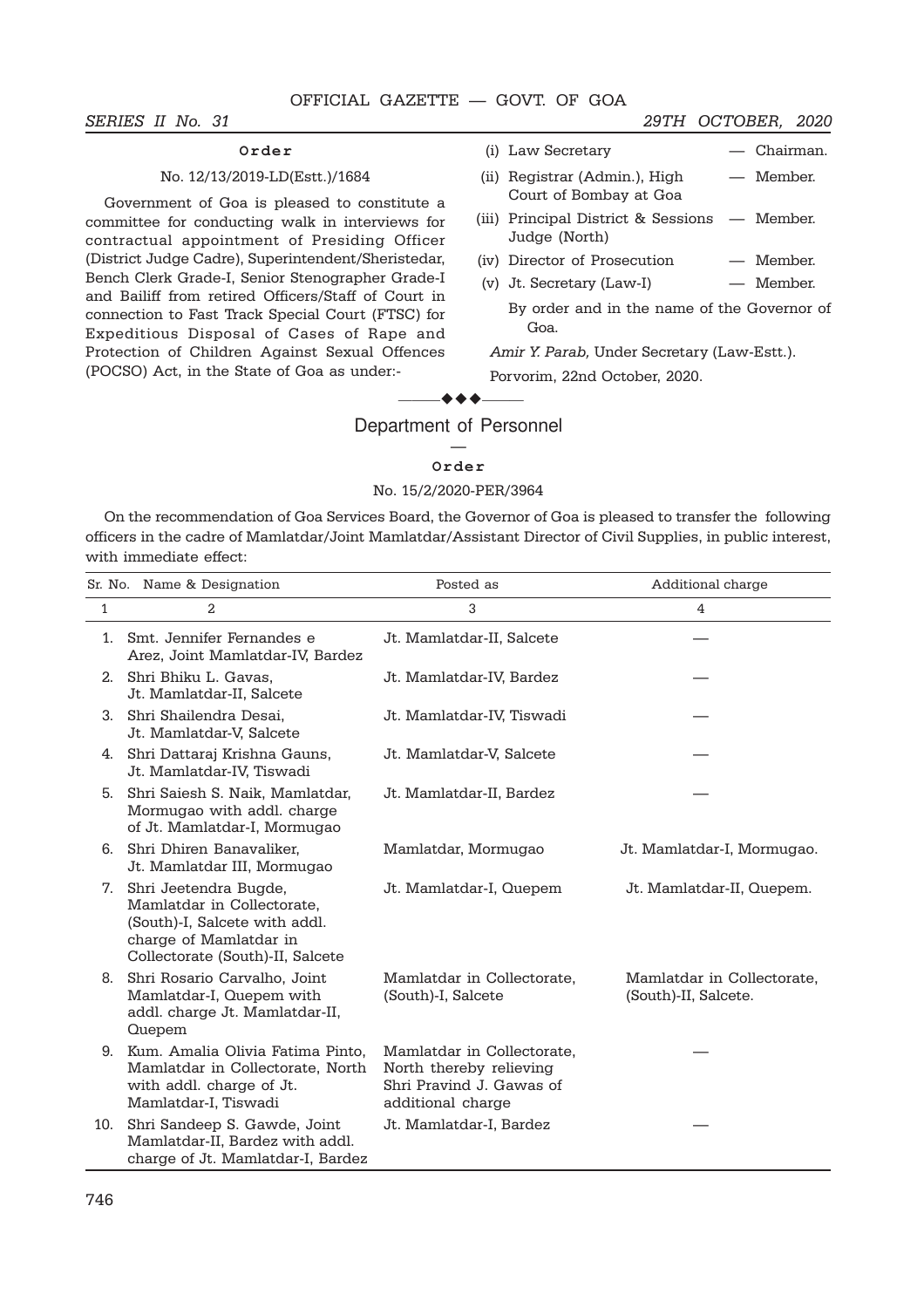**Order**

No. 12/13/2019-LD(Estt.)/1684

Government of Goa is pleased to constitute a committee for conducting walk in interviews for contractual appointment of Presiding Officer (District Judge Cadre), Superintendent/Sheristedar, Bench Clerk Grade-I, Senior Stenographer Grade-I and Bailiff from retired Officers/Staff of Court in connection to Fast Track Special Court (FTSC) for Expeditious Disposal of Cases of Rape and Protection of Children Against Sexual Offences (POCSO) Act, in the State of Goa as under:-

(i) Law Secretary — Chairman.

(ii) Registrar (Admin.), High Court of Bombay at Goa — Member.

(iii) Principal District & Sessions Judge (North) — Member.

(iv) Director of Prosecution — Member.

(v) Jt. Secretary (Law-I) — Member.

By order and in the name of the Governor of Goa.

*Amir Y. Parab,* Under Secretary (Law-Estt.).

Porvorim, 22nd October, 2020.

## Department of Personnel

**Order**

No. 15/2/2020-PER/3964

On the recommendation of Goa Services Board, the Governor of Goa is pleased to transfer the following officers in the cadre of Mamlatdar/Joint Mamlatdar/Assistant Director of Civil Supplies, in public interest, with immediate effect:

| Sr. No. | Name & Designation | Posted as | Additional charge |
|---|---|---|---|
| 1 | 2 | 3 | 4 |
| 1. | Smt. Jennifer Fernandes e Arez, Joint Mamlatdar-IV, Bardez | Jt. Mamlatdar-II, Salcete | — |
| 2. | Shri Bhiku L. Gavas, Jt. Mamlatdar-II, Salcete | Jt. Mamlatdar-IV, Bardez | — |
| 3. | Shri Shailendra Desai, Jt. Mamlatdar-V, Salcete | Jt. Mamlatdar-IV, Tiswadi | — |
| 4. | Shri Dattaraj Krishna Gauns, Jt. Mamlatdar-IV, Tiswadi | Jt. Mamlatdar-V, Salcete | — |
| 5. | Shri Saiesh S. Naik, Mamlatdar, Mormugao with addl. charge of Jt. Mamlatdar-I, Mormugao | Jt. Mamlatdar-II, Bardez | — |
| 6. | Shri Dhiren Banavaliker, Jt. Mamlatdar III, Mormugao | Mamlatdar, Mormugao | Jt. Mamlatdar-I, Mormugao. |
| 7. | Shri Jeetendra Bugde, Mamlatdar in Collectorate, (South)-I, Salcete with addl. charge of Mamlatdar in Collectorate (South)-II, Salcete | Jt. Mamlatdar-I, Quepem | Jt. Mamlatdar-II, Quepem. |
| 8. | Shri Rosario Carvalho, Joint Mamlatdar-I, Quepem with addl. charge Jt. Mamlatdar-II, Quepem | Mamlatdar in Collectorate, (South)-I, Salcete | Mamlatdar in Collectorate, (South)-II, Salcete. |
| 9. | Kum. Amalia Olivia Fatima Pinto, Mamlatdar in Collectorate, North with addl. charge of Jt. Mamlatdar-I, Tiswadi | Mamlatdar in Collectorate, North thereby relieving Shri Pravind J. Gawas of additional charge | — |
| 10. | Shri Sandeep S. Gawde, Joint Mamlatdar-II, Bardez with addl. charge of Jt. Mamlatdar-I, Bardez | Jt. Mamlatdar-I, Bardez | — |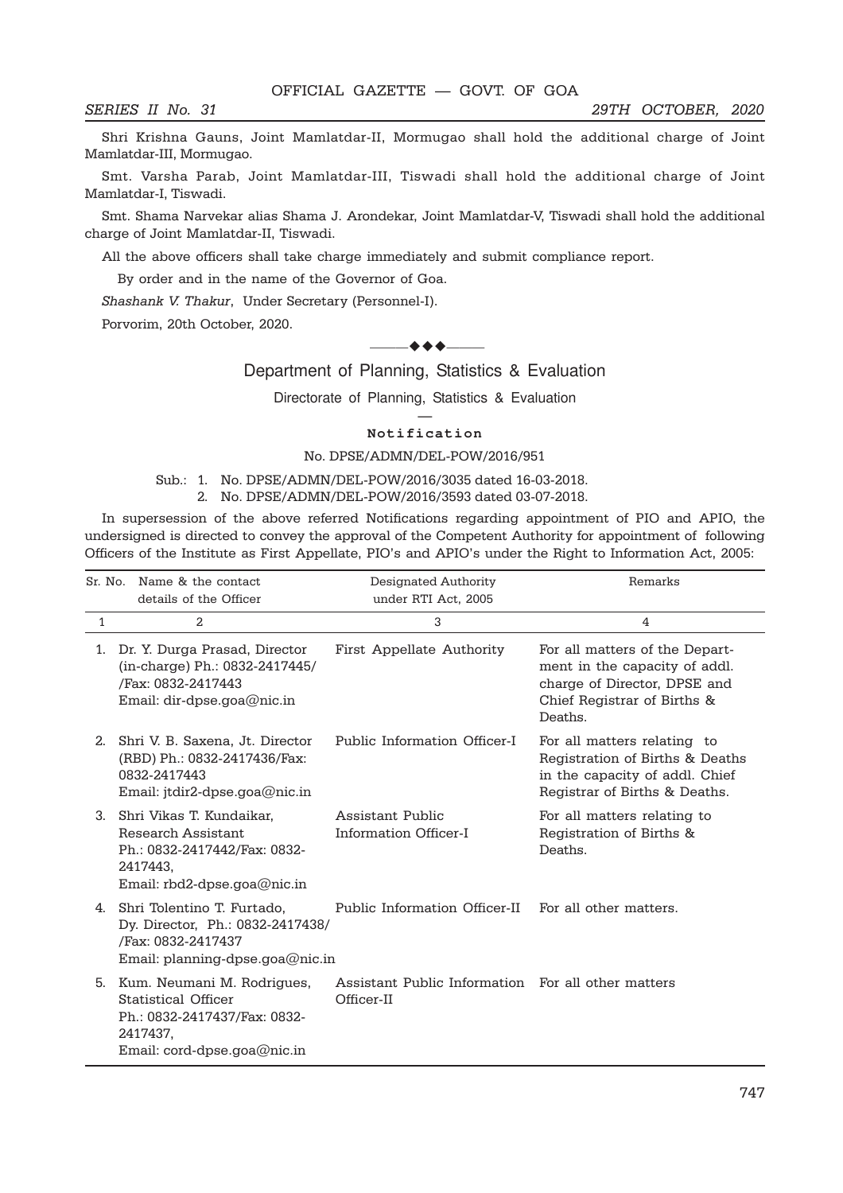Shri Krishna Gauns, Joint Mamlatdar-II, Mormugao shall hold the additional charge of Joint Mamlatdar-III, Mormugao.

Smt. Varsha Parab, Joint Mamlatdar-III, Tiswadi shall hold the additional charge of Joint Mamlatdar-I, Tiswadi.

Smt. Shama Narvekar alias Shama J. Arondekar, Joint Mamlatdar-V, Tiswadi shall hold the additional charge of Joint Mamlatdar-II, Tiswadi.

All the above officers shall take charge immediately and submit compliance report.

By order and in the name of the Governor of Goa.

*Shashank V. Thakur*, Under Secretary (Personnel-I).

Porvorim, 20th October, 2020.

---

## Department of Planning, Statistics & Evaluation

### Directorate of Planning, Statistics & Evaluation

**Notification**

No. DPSE/ADMN/DEL-POW/2016/951

Sub.: 1. No. DPSE/ADMN/DEL-POW/2016/3035 dated 16-03-2018.
2. No. DPSE/ADMN/DEL-POW/2016/3593 dated 03-07-2018.

In supersession of the above referred Notifications regarding appointment of PIO and APIO, the undersigned is directed to convey the approval of the Competent Authority for appointment of following Officers of the Institute as First Appellate, PIO's and APIO's under the Right to Information Act, 2005:

| Sr. No. | Name & the contact details of the Officer | Designated Authority under RTI Act, 2005 | Remarks |
|---|---|---|---|
| 1 | 2 | 3 | 4 |
| 1. | Dr. Y. Durga Prasad, Director (in-charge) Ph.: 0832-2417445/ /Fax: 0832-2417443 Email: dir-dpse.goa@nic.in | First Appellate Authority | For all matters of the Department in the capacity of addl. charge of Director, DPSE and Chief Registrar of Births & Deaths. |
| 2. | Shri V. B. Saxena, Jt. Director (RBD) Ph.: 0832-2417436/Fax: 0832-2417443 Email: jtdir2-dpse.goa@nic.in | Public Information Officer-I | For all matters relating to Registration of Births & Deaths in the capacity of addl. Chief Registrar of Births & Deaths. |
| 3. | Shri Vikas T. Kundaikar, Research Assistant Ph.: 0832-2417442/Fax: 0832-2417443, Email: rbd2-dpse.goa@nic.in | Assistant Public Information Officer-I | For all matters relating to Registration of Births & Deaths. |
| 4. | Shri Tolentino T. Furtado, Dy. Director, Ph.: 0832-2417438/ /Fax: 0832-2417437 Email: planning-dpse.goa@nic.in | Public Information Officer-II | For all other matters. |
| 5. | Kum. Neumani M. Rodrigues, Statistical Officer Ph.: 0832-2417437/Fax: 0832-2417437, Email: cord-dpse.goa@nic.in | Assistant Public Information Officer-II | For all other matters |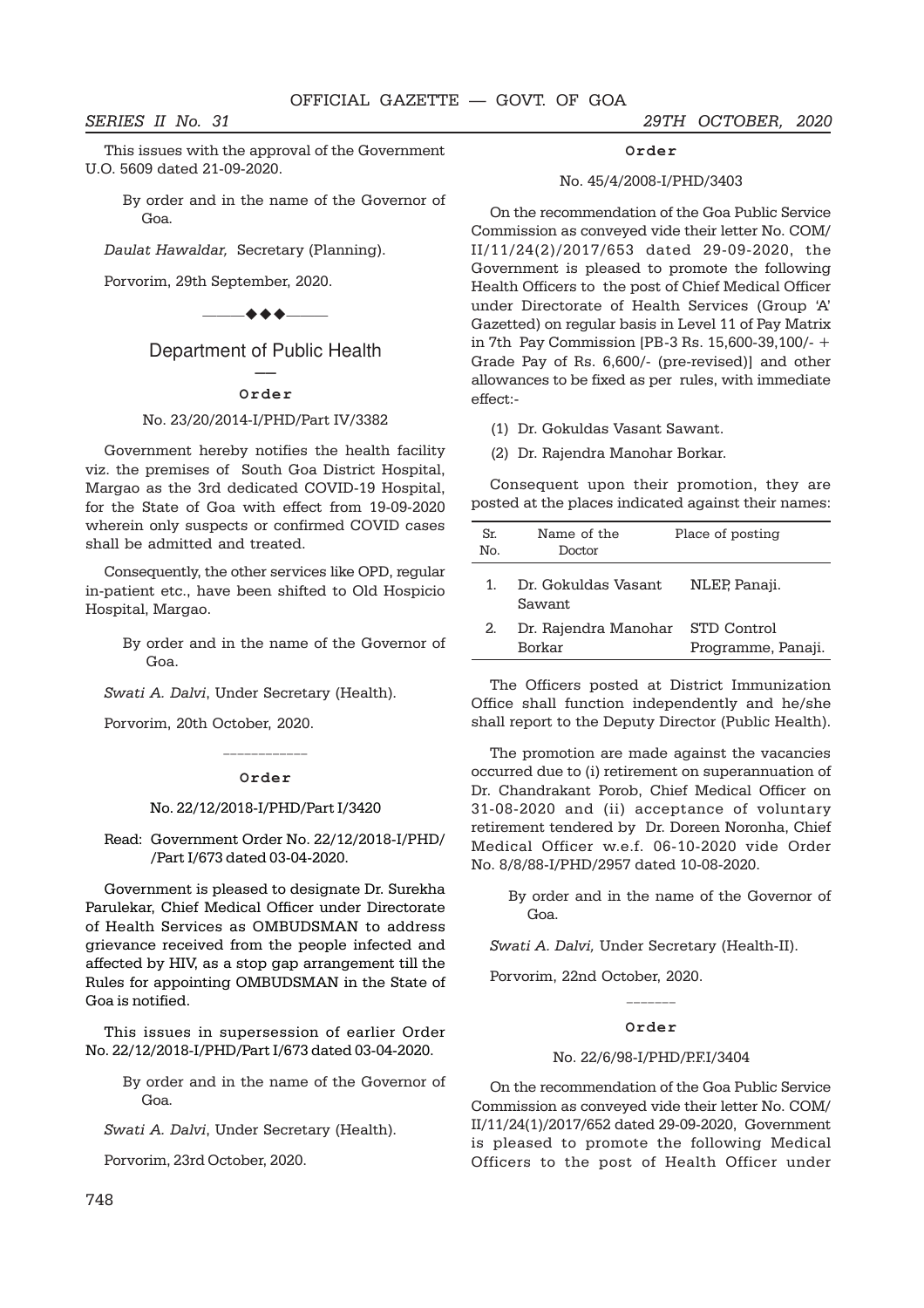This issues with the approval of the Government U.O. 5609 dated 21-09-2020.

By order and in the name of the Governor of Goa.

*Daulat Hawaldar,* Secretary (Planning).

Porvorim, 29th September, 2020.

◆◆◆

## Department of Public Health

### Order

No. 23/20/2014-I/PHD/Part IV/3382

Government hereby notifies the health facility viz. the premises of South Goa District Hospital, Margao as the 3rd dedicated COVID-19 Hospital, for the State of Goa with effect from 19-09-2020 wherein only suspects or confirmed COVID cases shall be admitted and treated.

Consequently, the other services like OPD, regular in-patient etc., have been shifted to Old Hospicio Hospital, Margao.

By order and in the name of the Governor of Goa.

*Swati A. Dalvi*, Under Secretary (Health).

Porvorim, 20th October, 2020.

---

### Order

No. 22/12/2018-I/PHD/Part I/3420

Read: Government Order No. 22/12/2018-I/PHD/ /Part I/673 dated 03-04-2020.

Government is pleased to designate Dr. Surekha Parulekar, Chief Medical Officer under Directorate of Health Services as OMBUDSMAN to address grievance received from the people infected and affected by HIV, as a stop gap arrangement till the Rules for appointing OMBUDSMAN in the State of Goa is notified.

This issues in supersession of earlier Order No. 22/12/2018-I/PHD/Part I/673 dated 03-04-2020.

By order and in the name of the Governor of Goa.

*Swati A. Dalvi*, Under Secretary (Health).

Porvorim, 23rd October, 2020.

---

### Order

No. 45/4/2008-I/PHD/3403

On the recommendation of the Goa Public Service Commission as conveyed vide their letter No. COM/ II/11/24(2)/2017/653 dated 29-09-2020, the Government is pleased to promote the following Health Officers to the post of Chief Medical Officer under Directorate of Health Services (Group 'A' Gazetted) on regular basis in Level 11 of Pay Matrix in 7th Pay Commission [PB-3 Rs. 15,600-39,100/- + Grade Pay of Rs. 6,600/- (pre-revised)] and other allowances to be fixed as per rules, with immediate effect:-

(1) Dr. Gokuldas Vasant Sawant.

(2) Dr. Rajendra Manohar Borkar.

Consequent upon their promotion, they are posted at the places indicated against their names:

| Sr. No. | Name of the Doctor | Place of posting |
|---|---|---|
| 1. | Dr. Gokuldas Vasant Sawant | NLEP, Panaji. |
| 2. | Dr. Rajendra Manohar Borkar | STD Control Programme, Panaji. |

The Officers posted at District Immunization Office shall function independently and he/she shall report to the Deputy Director (Public Health).

The promotion are made against the vacancies occurred due to (i) retirement on superannuation of Dr. Chandrakant Porob, Chief Medical Officer on 31-08-2020 and (ii) acceptance of voluntary retirement tendered by Dr. Doreen Noronha, Chief Medical Officer w.e.f. 06-10-2020 vide Order No. 8/8/88-I/PHD/2957 dated 10-08-2020.

By order and in the name of the Governor of Goa.

*Swati A. Dalvi,* Under Secretary (Health-II).

Porvorim, 22nd October, 2020.

---

### Order

No. 22/6/98-I/PHD/P.F.I/3404

On the recommendation of the Goa Public Service Commission as conveyed vide their letter No. COM/ II/11/24(1)/2017/652 dated 29-09-2020, Government is pleased to promote the following Medical Officers to the post of Health Officer under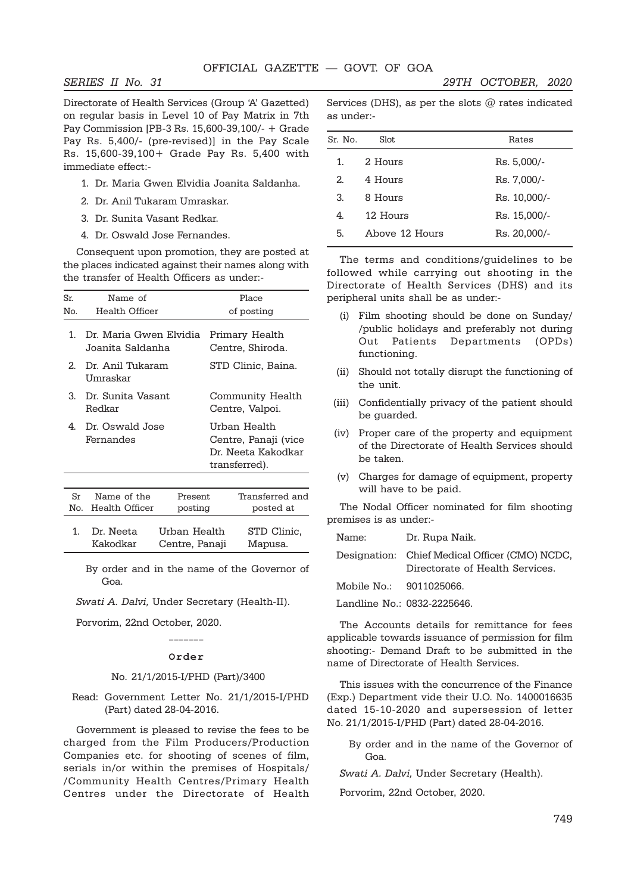Directorate of Health Services (Group 'A' Gazetted) on regular basis in Level 10 of Pay Matrix in 7th Pay Commission [PB-3 Rs. 15,600-39,100/- + Grade Pay Rs. 5,400/- (pre-revised)] in the Pay Scale Rs. 15,600-39,100+ Grade Pay Rs. 5,400 with immediate effect:-

1. Dr. Maria Gwen Elvidia Joanita Saldanha.
2. Dr. Anil Tukaram Umraskar.
3. Dr. Sunita Vasant Redkar.
4. Dr. Oswald Jose Fernandes.

Consequent upon promotion, they are posted at the places indicated against their names along with the transfer of Health Officers as under:-

| Sr. No. | Name of Health Officer | Place of posting |
|---|---|---|
| 1. | Dr. Maria Gwen Elvidia Joanita Saldanha | Primary Health Centre, Shiroda. |
| 2. | Dr. Anil Tukaram Umraskar | STD Clinic, Baina. |
| 3. | Dr. Sunita Vasant Redkar | Community Health Centre, Valpoi. |
| 4. | Dr. Oswald Jose Fernandes | Urban Health Centre, Panaji (vice Dr. Neeta Kakodkar transferred). |

| Sr No. | Name of the Health Officer | Present posting | Transferred and posted at |
|---|---|---|---|
| 1. | Dr. Neeta Kakodkar | Urban Health Centre, Panaji | STD Clinic, Mapusa. |

By order and in the name of the Governor of Goa.

*Swati A. Dalvi,* Under Secretary (Health-II).

Porvorim, 22nd October, 2020.

———

## Order

No. 21/1/2015-I/PHD (Part)/3400

Read: Government Letter No. 21/1/2015-I/PHD (Part) dated 28-04-2016.

Government is pleased to revise the fees to be charged from the Film Producers/Production Companies etc. for shooting of scenes of film, serials in/or within the premises of Hospitals/ /Community Health Centres/Primary Health Centres under the Directorate of Health Services (DHS), as per the slots @ rates indicated as under:-

| Sr. No. | Slot | Rates |
|---|---|---|
| 1. | 2 Hours | Rs. 5,000/- |
| 2. | 4 Hours | Rs. 7,000/- |
| 3. | 8 Hours | Rs. 10,000/- |
| 4. | 12 Hours | Rs. 15,000/- |
| 5. | Above 12 Hours | Rs. 20,000/- |

The terms and conditions/guidelines to be followed while carrying out shooting in the Directorate of Health Services (DHS) and its peripheral units shall be as under:-

(i) Film shooting should be done on Sunday/ /public holidays and preferably not during Out Patients Departments (OPDs) functioning.

(ii) Should not totally disrupt the functioning of the unit.

(iii) Confidentially privacy of the patient should be guarded.

(iv) Proper care of the property and equipment of the Directorate of Health Services should be taken.

(v) Charges for damage of equipment, property will have to be paid.

The Nodal Officer nominated for film shooting premises is as under:-

Name: Dr. Rupa Naik.

Designation: Chief Medical Officer (CMO) NCDC, Directorate of Health Services.

Mobile No.: 9011025066.

Landline No.: 0832-2225646.

The Accounts details for remittance for fees applicable towards issuance of permission for film shooting:- Demand Draft to be submitted in the name of Directorate of Health Services.

This issues with the concurrence of the Finance (Exp.) Department vide their U.O. No. 1400016635 dated 15-10-2020 and supersession of letter No. 21/1/2015-I/PHD (Part) dated 28-04-2016.

By order and in the name of the Governor of Goa.

*Swati A. Dalvi,* Under Secretary (Health).

Porvorim, 22nd October, 2020.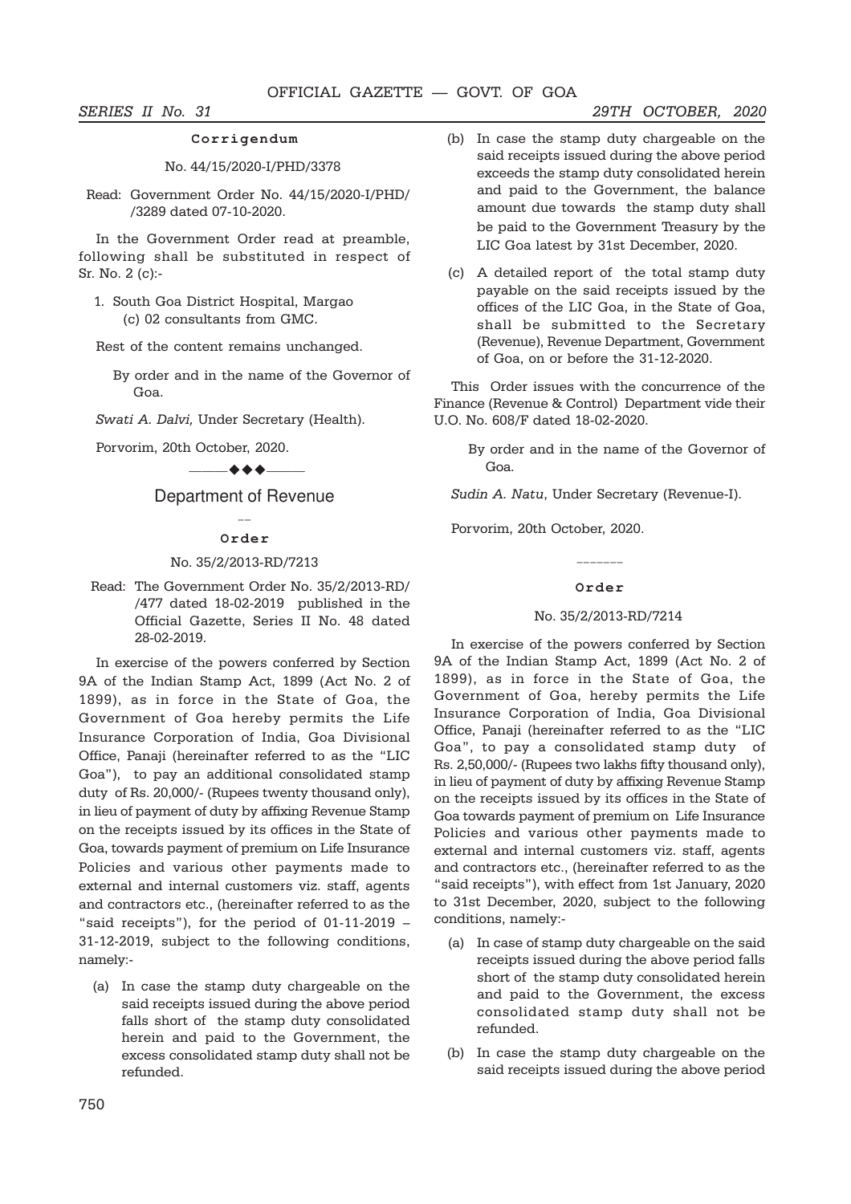### Corrigendum

No. 44/15/2020-I/PHD/3378

Read: Government Order No. 44/15/2020-I/PHD/ /3289 dated 07-10-2020.

In the Government Order read at preamble, following shall be substituted in respect of Sr. No. 2 (c):-

1. South Goa District Hospital, Margao
   (c) 02 consultants from GMC.

Rest of the content remains unchanged.

By order and in the name of the Governor of Goa.

*Swati A. Dalvi,* Under Secretary (Health).

Porvorim, 20th October, 2020.

◆◆◆

## Department of Revenue

### Order

No. 35/2/2013-RD/7213

Read: The Government Order No. 35/2/2013-RD/ /477 dated 18-02-2019 published in the Official Gazette, Series II No. 48 dated 28-02-2019.

In exercise of the powers conferred by Section 9A of the Indian Stamp Act, 1899 (Act No. 2 of 1899), as in force in the State of Goa, the Government of Goa hereby permits the Life Insurance Corporation of India, Goa Divisional Office, Panaji (hereinafter referred to as the "LIC Goa"), to pay an additional consolidated stamp duty of Rs. 20,000/- (Rupees twenty thousand only), in lieu of payment of duty by affixing Revenue Stamp on the receipts issued by its offices in the State of Goa, towards payment of premium on Life Insurance Policies and various other payments made to external and internal customers viz. staff, agents and contractors etc., (hereinafter referred to as the "said receipts"), for the period of 01-11-2019 – 31-12-2019, subject to the following conditions, namely:-

(a) In case the stamp duty chargeable on the said receipts issued during the above period falls short of the stamp duty consolidated herein and paid to the Government, the excess consolidated stamp duty shall not be refunded.

(b) In case the stamp duty chargeable on the said receipts issued during the above period exceeds the stamp duty consolidated herein and paid to the Government, the balance amount due towards the stamp duty shall be paid to the Government Treasury by the LIC Goa latest by 31st December, 2020.

(c) A detailed report of the total stamp duty payable on the said receipts issued by the offices of the LIC Goa, in the State of Goa, shall be submitted to the Secretary (Revenue), Revenue Department, Government of Goa, on or before the 31-12-2020.

This Order issues with the concurrence of the Finance (Revenue & Control) Department vide their U.O. No. 608/F dated 18-02-2020.

By order and in the name of the Governor of Goa.

*Sudin A. Natu*, Under Secretary (Revenue-I).

Porvorim, 20th October, 2020.

---

### Order

No. 35/2/2013-RD/7214

In exercise of the powers conferred by Section 9A of the Indian Stamp Act, 1899 (Act No. 2 of 1899), as in force in the State of Goa, the Government of Goa, hereby permits the Life Insurance Corporation of India, Goa Divisional Office, Panaji (hereinafter referred to as the "LIC Goa", to pay a consolidated stamp duty of Rs. 2,50,000/- (Rupees two lakhs fifty thousand only), in lieu of payment of duty by affixing Revenue Stamp on the receipts issued by its offices in the State of Goa towards payment of premium on Life Insurance Policies and various other payments made to external and internal customers viz. staff, agents and contractors etc., (hereinafter referred to as the "said receipts"), with effect from 1st January, 2020 to 31st December, 2020, subject to the following conditions, namely:-

(a) In case of stamp duty chargeable on the said receipts issued during the above period falls short of the stamp duty consolidated herein and paid to the Government, the excess consolidated stamp duty shall not be refunded.

(b) In case the stamp duty chargeable on the said receipts issued during the above period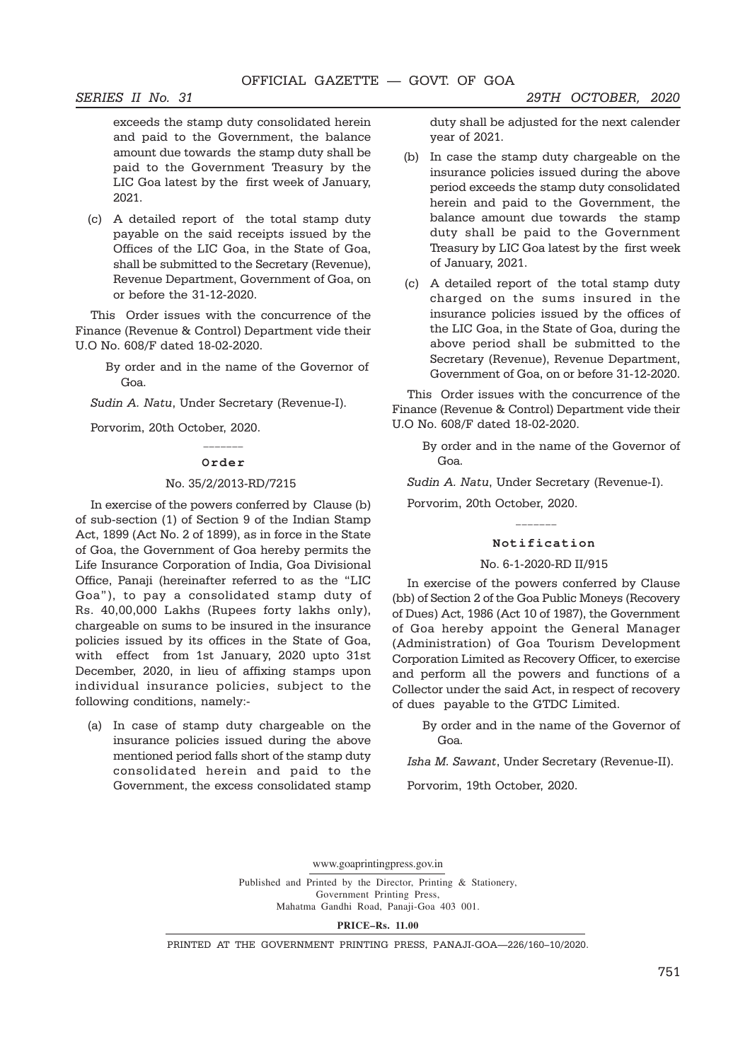exceeds the stamp duty consolidated herein and paid to the Government, the balance amount due towards the stamp duty shall be paid to the Government Treasury by the LIC Goa latest by the first week of January, 2021.

(c) A detailed report of the total stamp duty payable on the said receipts issued by the Offices of the LIC Goa, in the State of Goa, shall be submitted to the Secretary (Revenue), Revenue Department, Government of Goa, on or before the 31-12-2020.

This Order issues with the concurrence of the Finance (Revenue & Control) Department vide their U.O No. 608/F dated 18-02-2020.

By order and in the name of the Governor of Goa.

*Sudin A. Natu*, Under Secretary (Revenue-I).

Porvorim, 20th October, 2020.

---

## Order

No. 35/2/2013-RD/7215

In exercise of the powers conferred by Clause (b) of sub-section (1) of Section 9 of the Indian Stamp Act, 1899 (Act No. 2 of 1899), as in force in the State of Goa, the Government of Goa hereby permits the Life Insurance Corporation of India, Goa Divisional Office, Panaji (hereinafter referred to as the "LIC Goa"), to pay a consolidated stamp duty of Rs. 40,00,000 Lakhs (Rupees forty lakhs only), chargeable on sums to be insured in the insurance policies issued by its offices in the State of Goa, with effect from 1st January, 2020 upto 31st December, 2020, in lieu of affixing stamps upon individual insurance policies, subject to the following conditions, namely:-

(a) In case of stamp duty chargeable on the insurance policies issued during the above mentioned period falls short of the stamp duty consolidated herein and paid to the Government, the excess consolidated stamp duty shall be adjusted for the next calender year of 2021.

(b) In case the stamp duty chargeable on the insurance policies issued during the above period exceeds the stamp duty consolidated herein and paid to the Government, the balance amount due towards the stamp duty shall be paid to the Government Treasury by LIC Goa latest by the first week of January, 2021.

(c) A detailed report of the total stamp duty charged on the sums insured in the insurance policies issued by the offices of the LIC Goa, in the State of Goa, during the above period shall be submitted to the Secretary (Revenue), Revenue Department, Government of Goa, on or before 31-12-2020.

This Order issues with the concurrence of the Finance (Revenue & Control) Department vide their U.O No. 608/F dated 18-02-2020.

By order and in the name of the Governor of Goa.

*Sudin A. Natu*, Under Secretary (Revenue-I).

Porvorim, 20th October, 2020.

---

## Notification

No. 6-1-2020-RD II/915

In exercise of the powers conferred by Clause (bb) of Section 2 of the Goa Public Moneys (Recovery of Dues) Act, 1986 (Act 10 of 1987), the Government of Goa hereby appoint the General Manager (Administration) of Goa Tourism Development Corporation Limited as Recovery Officer, to exercise and perform all the powers and functions of a Collector under the said Act, in respect of recovery of dues payable to the GTDC Limited.

By order and in the name of the Governor of Goa.

*Isha M. Sawant*, Under Secretary (Revenue-II).

Porvorim, 19th October, 2020.

---

www.goaprintingpress.gov.in

Published and Printed by the Director, Printing & Stationery, Government Printing Press, Mahatma Gandhi Road, Panaji-Goa 403 001.

**PRICE–Rs. 11.00**

PRINTED AT THE GOVERNMENT PRINTING PRESS, PANAJI-GOA—226/160–10/2020.